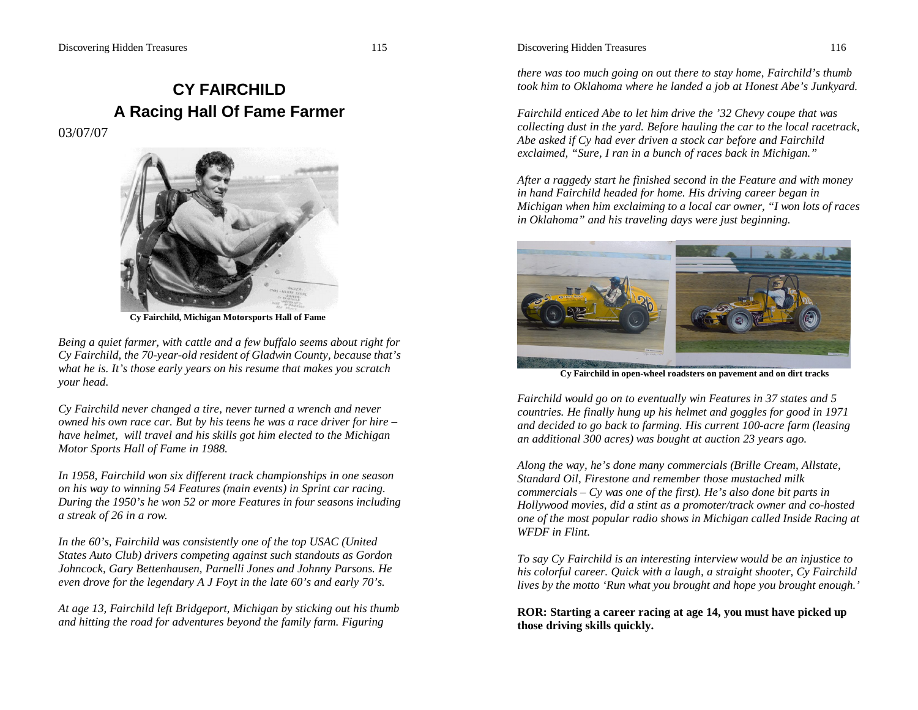# CY FAIRCHILD
## A Racing Hall Of Fame Farmer

03/07/07

Cy Fairchild, Michigan Motorsports Hall of Fame

*Being a quiet farmer, with cattle and a few buffalo seems about right for Cy Fairchild, the 70-year-old resident of Gladwin County, because that's what he is. It's those early years on his resume that makes you scratch your head.*

*Cy Fairchild never changed a tire, never turned a wrench and never owned his own race car. But by his teens he was a race driver for hire – have helmet, will travel and his skills got him elected to the Michigan Motor Sports Hall of Fame in 1988.*

*In 1958, Fairchild won six different track championships in one season on his way to winning 54 Features (main events) in Sprint car racing. During the 1950's he won 52 or more Features in four seasons including a streak of 26 in a row.*

*In the 60's, Fairchild was consistently one of the top USAC (United States Auto Club) drivers competing against such standouts as Gordon Johncock, Gary Bettenhausen, Parnelli Jones and Johnny Parsons. He even drove for the legendary A J Foyt in the late 60's and early 70's.*

*At age 13, Fairchild left Bridgeport, Michigan by sticking out his thumb and hitting the road for adventures beyond the family farm. Figuring there was too much going on out there to stay home, Fairchild's thumb took him to Oklahoma where he landed a job at Honest Abe's Junkyard.*

*Fairchild enticed Abe to let him drive the '32 Chevy coupe that was collecting dust in the yard. Before hauling the car to the local racetrack, Abe asked if Cy had ever driven a stock car before and Fairchild exclaimed, "Sure, I ran in a bunch of races back in Michigan."*

*After a raggedy start he finished second in the Feature and with money in hand Fairchild headed for home. His driving career began in Michigan when him exclaiming to a local car owner, "I won lots of races in Oklahoma" and his traveling days were just beginning.*

Cy Fairchild in open-wheel roadsters on pavement and on dirt tracks

*Fairchild would go on to eventually win Features in 37 states and 5 countries. He finally hung up his helmet and goggles for good in 1971 and decided to go back to farming. His current 100-acre farm (leasing an additional 300 acres) was bought at auction 23 years ago.*

*Along the way, he's done many commercials (Brille Cream, Allstate, Standard Oil, Firestone and remember those mustached milk commercials – Cy was one of the first). He's also done bit parts in Hollywood movies, did a stint as a promoter/track owner and co-hosted one of the most popular radio shows in Michigan called Inside Racing at WFDF in Flint.*

*To say Cy Fairchild is an interesting interview would be an injustice to his colorful career. Quick with a laugh, a straight shooter, Cy Fairchild lives by the motto 'Run what you brought and hope you brought enough.'*

**ROR: Starting a career racing at age 14, you must have picked up those driving skills quickly.**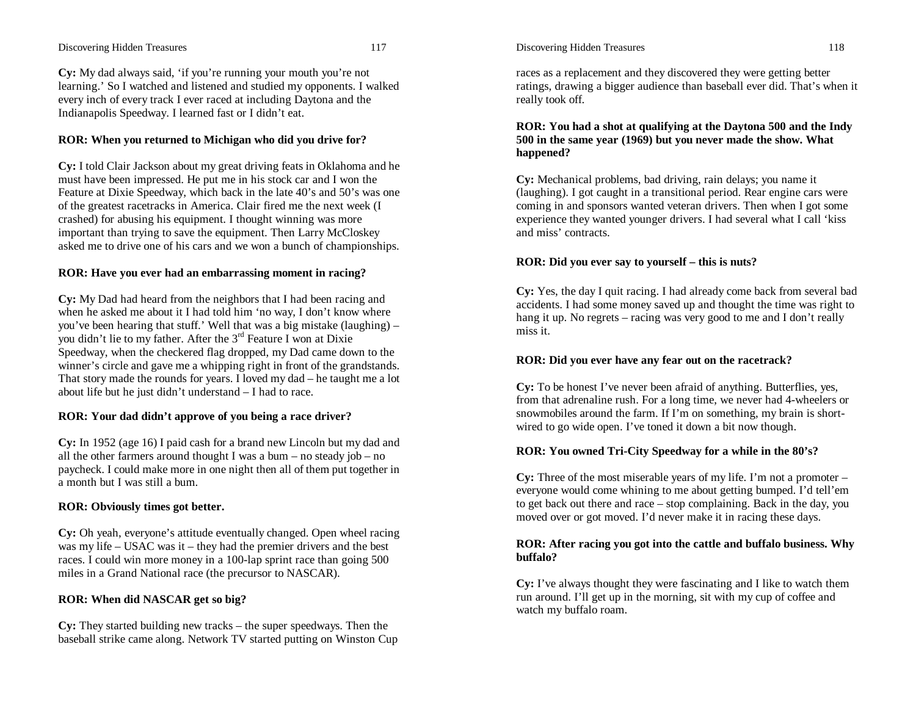**Cy:** My dad always said, 'if you're running your mouth you're not learning.' So I watched and listened and studied my opponents. I walked every inch of every track I ever raced at including Daytona and the Indianapolis Speedway. I learned fast or I didn't eat.

**ROR: When you returned to Michigan who did you drive for?**

**Cy:** I told Clair Jackson about my great driving feats in Oklahoma and he must have been impressed. He put me in his stock car and I won the Feature at Dixie Speedway, which back in the late 40's and 50's was one of the greatest racetracks in America. Clair fired me the next week (I crashed) for abusing his equipment. I thought winning was more important than trying to save the equipment. Then Larry McCloskey asked me to drive one of his cars and we won a bunch of championships.

**ROR: Have you ever had an embarrassing moment in racing?**

**Cy:** My Dad had heard from the neighbors that I had been racing and when he asked me about it I had told him 'no way, I don't know where you've been hearing that stuff.' Well that was a big mistake (laughing) – you didn't lie to my father. After the 3rd Feature I won at Dixie Speedway, when the checkered flag dropped, my Dad came down to the winner's circle and gave me a whipping right in front of the grandstands. That story made the rounds for years. I loved my dad – he taught me a lot about life but he just didn't understand – I had to race.

**ROR: Your dad didn't approve of you being a race driver?**

**Cy:** In 1952 (age 16) I paid cash for a brand new Lincoln but my dad and all the other farmers around thought I was a bum – no steady job – no paycheck. I could make more in one night then all of them put together in a month but I was still a bum.

**ROR: Obviously times got better.**

**Cy:** Oh yeah, everyone's attitude eventually changed. Open wheel racing was my life – USAC was it – they had the premier drivers and the best races. I could win more money in a 100-lap sprint race than going 500 miles in a Grand National race (the precursor to NASCAR).

**ROR: When did NASCAR get so big?**

**Cy:** They started building new tracks – the super speedways. Then the baseball strike came along. Network TV started putting on Winston Cup races as a replacement and they discovered they were getting better ratings, drawing a bigger audience than baseball ever did. That's when it really took off.

**ROR: You had a shot at qualifying at the Daytona 500 and the Indy 500 in the same year (1969) but you never made the show. What happened?**

**Cy:** Mechanical problems, bad driving, rain delays; you name it (laughing). I got caught in a transitional period. Rear engine cars were coming in and sponsors wanted veteran drivers. Then when I got some experience they wanted younger drivers. I had several what I call 'kiss and miss' contracts.

**ROR: Did you ever say to yourself – this is nuts?**

**Cy:** Yes, the day I quit racing. I had already come back from several bad accidents. I had some money saved up and thought the time was right to hang it up. No regrets – racing was very good to me and I don't really miss it.

**ROR: Did you ever have any fear out on the racetrack?**

**Cy:** To be honest I've never been afraid of anything. Butterflies, yes, from that adrenaline rush. For a long time, we never had 4-wheelers or snowmobiles around the farm. If I'm on something, my brain is short-wired to go wide open. I've toned it down a bit now though.

**ROR: You owned Tri-City Speedway for a while in the 80's?**

**Cy:** Three of the most miserable years of my life. I'm not a promoter – everyone would come whining to me about getting bumped. I'd tell'em to get back out there and race – stop complaining. Back in the day, you moved over or got moved. I'd never make it in racing these days.

**ROR: After racing you got into the cattle and buffalo business. Why buffalo?**

**Cy:** I've always thought they were fascinating and I like to watch them run around. I'll get up in the morning, sit with my cup of coffee and watch my buffalo roam.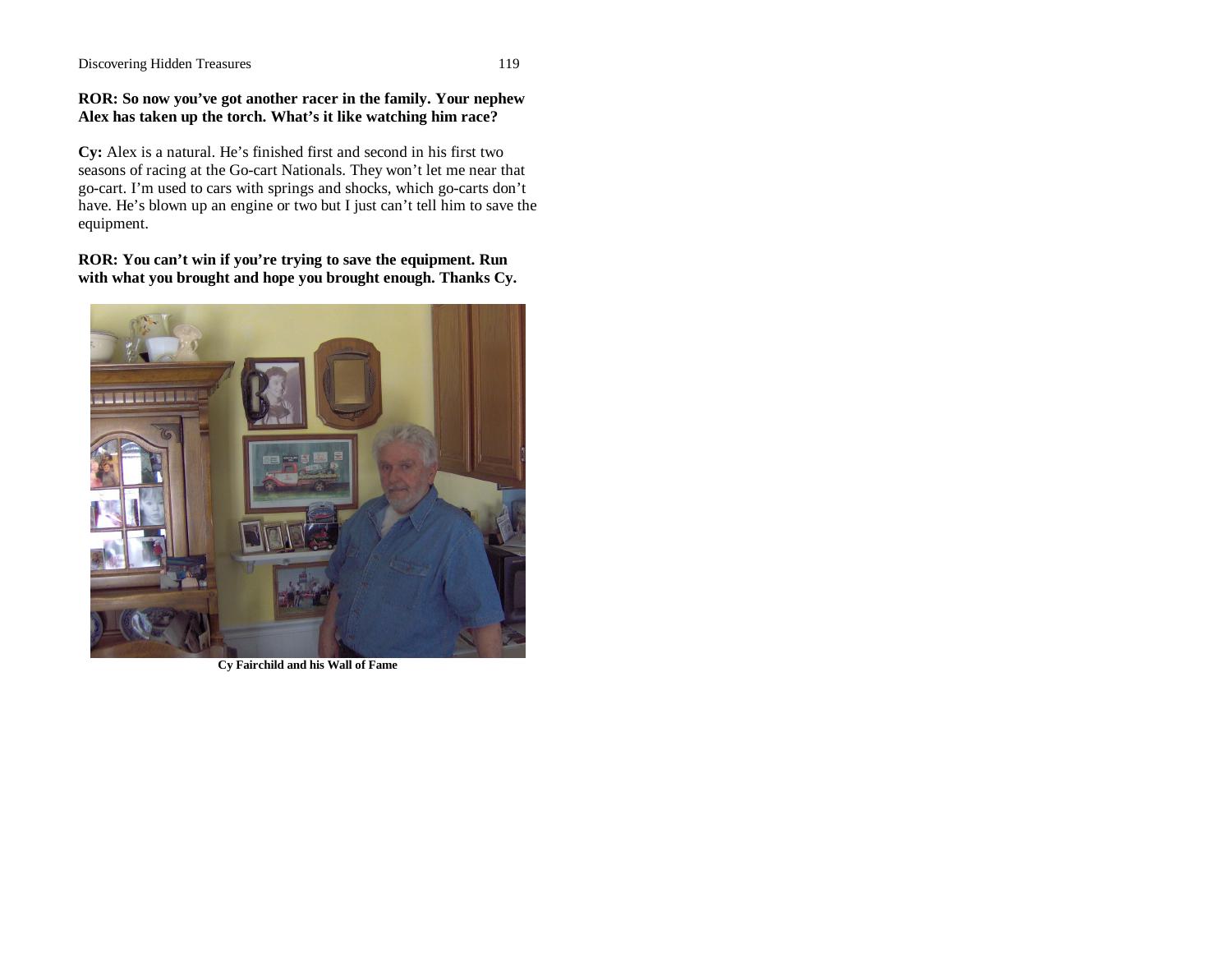**ROR: So now you've got another racer in the family. Your nephew Alex has taken up the torch. What's it like watching him race?**

**Cy:** Alex is a natural. He's finished first and second in his first two seasons of racing at the Go-cart Nationals. They won't let me near that go-cart. I'm used to cars with springs and shocks, which go-carts don't have. He's blown up an engine or two but I just can't tell him to save the equipment.

**ROR: You can't win if you're trying to save the equipment. Run with what you brought and hope you brought enough. Thanks Cy.**

**Cy Fairchild and his Wall of Fame**